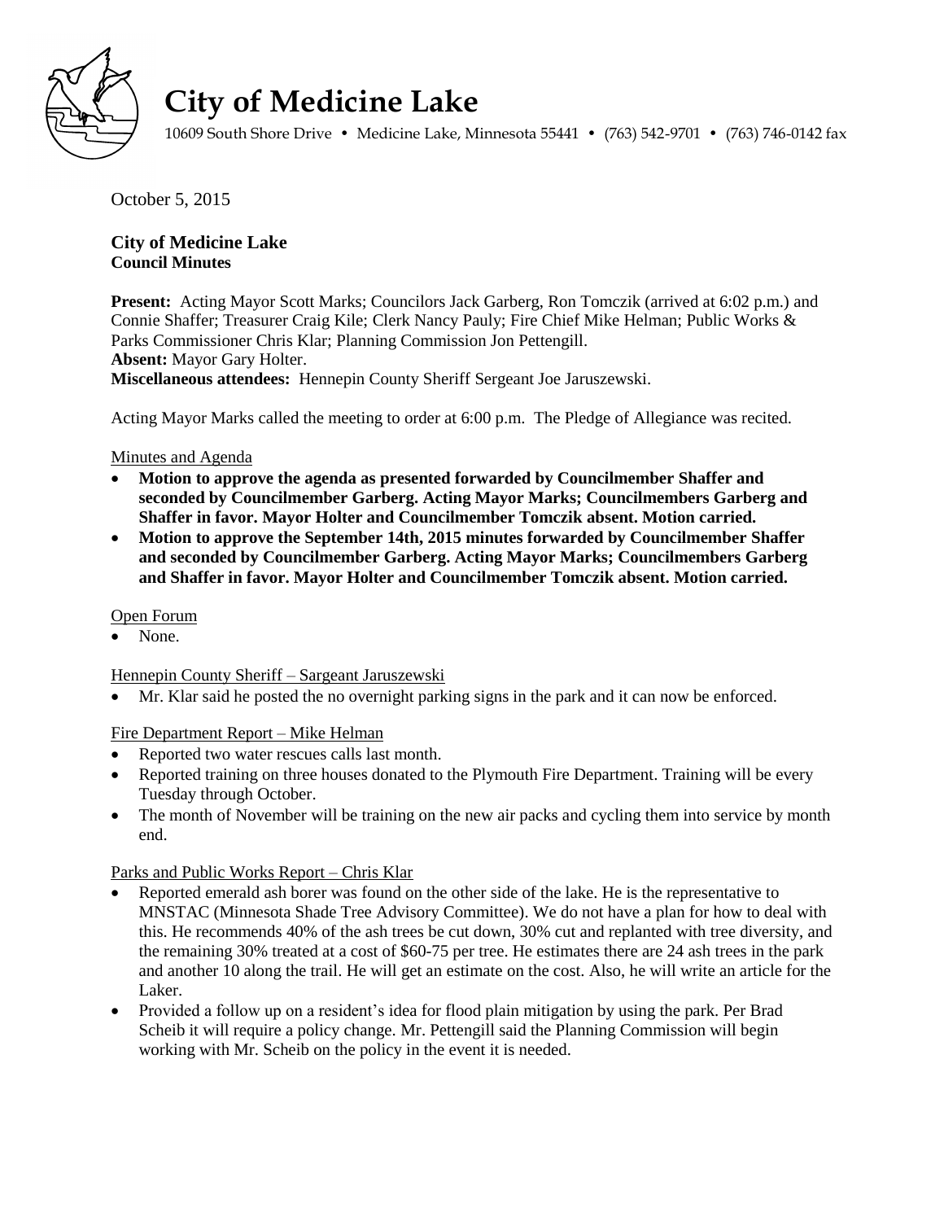# City of Medicine Lake

10609 South Shore Drive • Medicine Lake, Minnesota 55441 • (763) 542-9701 • (763) 746-0142 fax

October 5, 2015

**City of Medicine Lake**
**Council Minutes**

**Present:** Acting Mayor Scott Marks; Councilors Jack Garberg, Ron Tomczik (arrived at 6:02 p.m.) and Connie Shaffer; Treasurer Craig Kile; Clerk Nancy Pauly; Fire Chief Mike Helman; Public Works & Parks Commissioner Chris Klar; Planning Commission Jon Pettengill.
**Absent:** Mayor Gary Holter.
**Miscellaneous attendees:** Hennepin County Sheriff Sergeant Joe Jaruszewski.

Acting Mayor Marks called the meeting to order at 6:00 p.m. The Pledge of Allegiance was recited.

Minutes and Agenda

- **Motion to approve the agenda as presented forwarded by Councilmember Shaffer and seconded by Councilmember Garberg. Acting Mayor Marks; Councilmembers Garberg and Shaffer in favor. Mayor Holter and Councilmember Tomczik absent. Motion carried.**
- **Motion to approve the September 14th, 2015 minutes forwarded by Councilmember Shaffer and seconded by Councilmember Garberg. Acting Mayor Marks; Councilmembers Garberg and Shaffer in favor. Mayor Holter and Councilmember Tomczik absent. Motion carried.**

Open Forum

- None.

Hennepin County Sheriff – Sargeant Jaruszewski

- Mr. Klar said he posted the no overnight parking signs in the park and it can now be enforced.

Fire Department Report – Mike Helman

- Reported two water rescues calls last month.
- Reported training on three houses donated to the Plymouth Fire Department. Training will be every Tuesday through October.
- The month of November will be training on the new air packs and cycling them into service by month end.

Parks and Public Works Report – Chris Klar

- Reported emerald ash borer was found on the other side of the lake. He is the representative to MNSTAC (Minnesota Shade Tree Advisory Committee). We do not have a plan for how to deal with this. He recommends 40% of the ash trees be cut down, 30% cut and replanted with tree diversity, and the remaining 30% treated at a cost of $60-75 per tree. He estimates there are 24 ash trees in the park and another 10 along the trail. He will get an estimate on the cost. Also, he will write an article for the Laker.
- Provided a follow up on a resident's idea for flood plain mitigation by using the park. Per Brad Scheib it will require a policy change. Mr. Pettengill said the Planning Commission will begin working with Mr. Scheib on the policy in the event it is needed.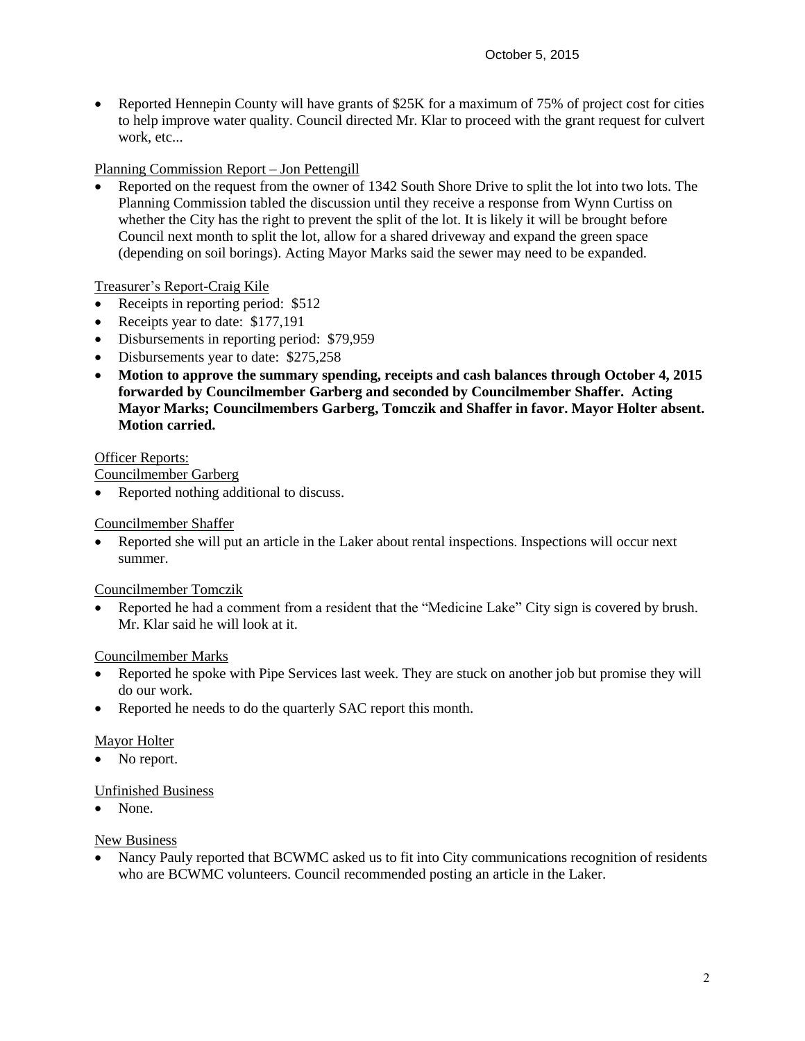- Reported Hennepin County will have grants of $25K for a maximum of 75% of project cost for cities to help improve water quality. Council directed Mr. Klar to proceed with the grant request for culvert work, etc...

Planning Commission Report – Jon Pettengill

- Reported on the request from the owner of 1342 South Shore Drive to split the lot into two lots. The Planning Commission tabled the discussion until they receive a response from Wynn Curtiss on whether the City has the right to prevent the split of the lot. It is likely it will be brought before Council next month to split the lot, allow for a shared driveway and expand the green space (depending on soil borings). Acting Mayor Marks said the sewer may need to be expanded.

Treasurer's Report-Craig Kile

- Receipts in reporting period: $512
- Receipts year to date: $177,191
- Disbursements in reporting period: $79,959
- Disbursements year to date: $275,258
- **Motion to approve the summary spending, receipts and cash balances through October 4, 2015 forwarded by Councilmember Garberg and seconded by Councilmember Shaffer. Acting Mayor Marks; Councilmembers Garberg, Tomczik and Shaffer in favor. Mayor Holter absent. Motion carried.**

Officer Reports:

Councilmember Garberg

- Reported nothing additional to discuss.

Councilmember Shaffer

- Reported she will put an article in the Laker about rental inspections. Inspections will occur next summer.

Councilmember Tomczik

- Reported he had a comment from a resident that the "Medicine Lake" City sign is covered by brush. Mr. Klar said he will look at it.

Councilmember Marks

- Reported he spoke with Pipe Services last week. They are stuck on another job but promise they will do our work.
- Reported he needs to do the quarterly SAC report this month.

Mayor Holter

- No report.

Unfinished Business

- None.

New Business

- Nancy Pauly reported that BCWMC asked us to fit into City communications recognition of residents who are BCWMC volunteers. Council recommended posting an article in the Laker.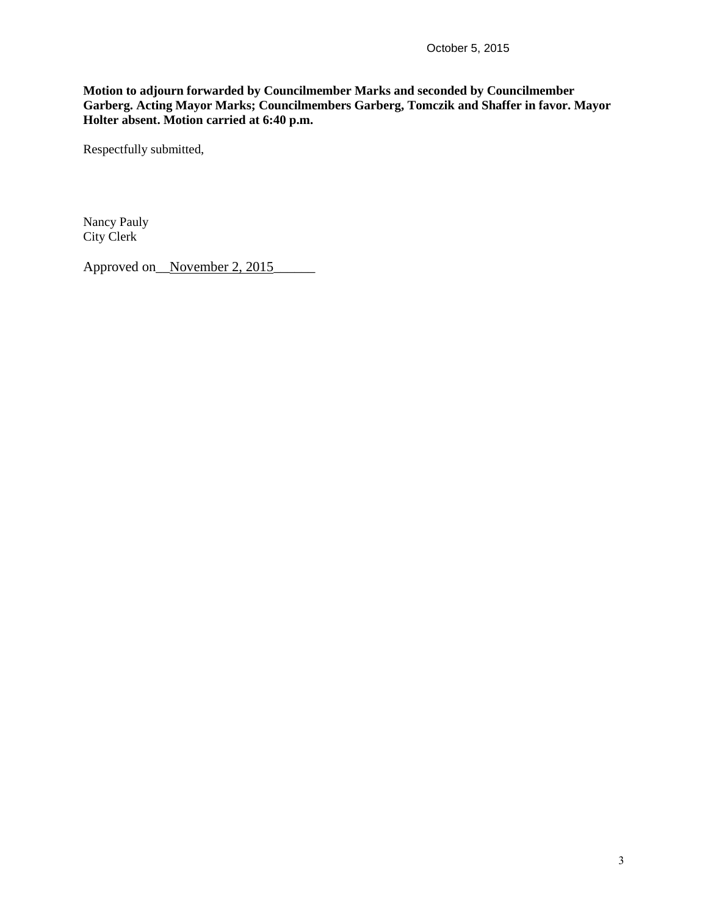**Motion to adjourn forwarded by Councilmember Marks and seconded by Councilmember Garberg. Acting Mayor Marks; Councilmembers Garberg, Tomczik and Shaffer in favor. Mayor Holter absent. Motion carried at 6:40 p.m.**

Respectfully submitted,

Nancy Pauly
City Clerk

Approved on__November 2, 2015______